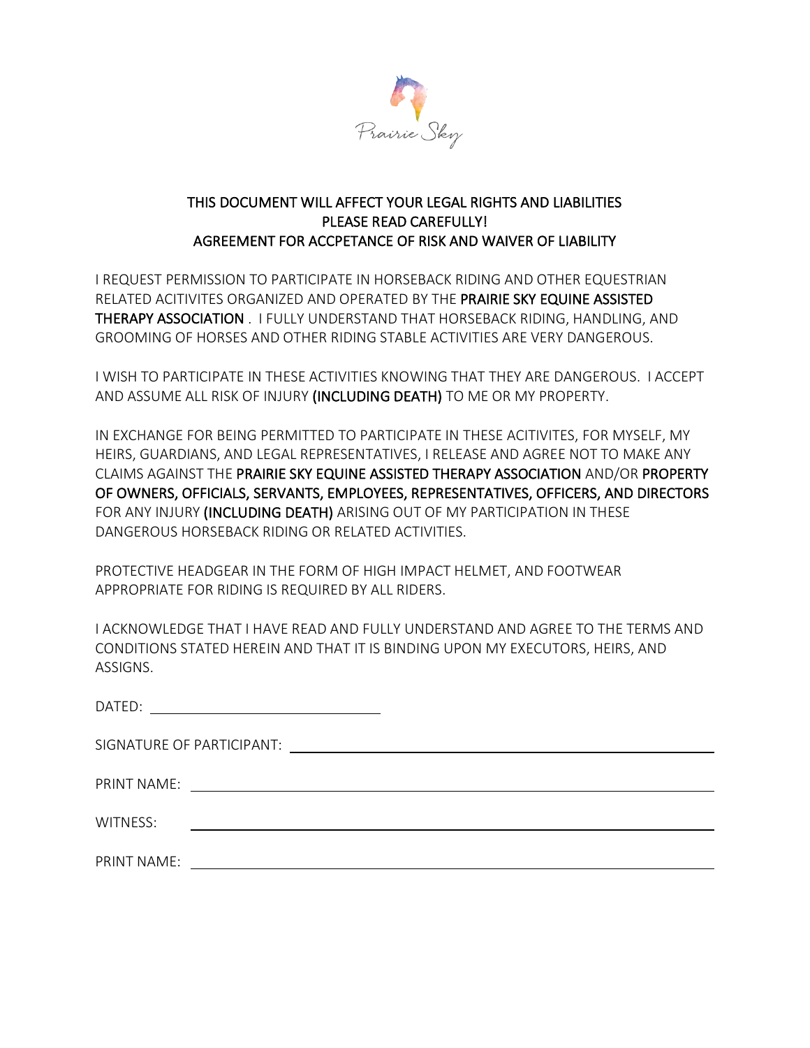Prairie Sky

**THIS DOCUMENT WILL AFFECT YOUR LEGAL RIGHTS AND LIABILITIES**
**PLEASE READ CAREFULLY!**
**AGREEMENT FOR ACCPETANCE OF RISK AND WAIVER OF LIABILITY**

I REQUEST PERMISSION TO PARTICIPATE IN HORSEBACK RIDING AND OTHER EQUESTRIAN RELATED ACITIVITES ORGANIZED AND OPERATED BY THE **PRAIRIE SKY EQUINE ASSISTED THERAPY ASSOCIATION** . I FULLY UNDERSTAND THAT HORSEBACK RIDING, HANDLING, AND GROOMING OF HORSES AND OTHER RIDING STABLE ACTIVITIES ARE VERY DANGEROUS.

I WISH TO PARTICIPATE IN THESE ACTIVITIES KNOWING THAT THEY ARE DANGEROUS. I ACCEPT AND ASSUME ALL RISK OF INJURY **(INCLUDING DEATH)** TO ME OR MY PROPERTY.

IN EXCHANGE FOR BEING PERMITTED TO PARTICIPATE IN THESE ACITIVITES, FOR MYSELF, MY HEIRS, GUARDIANS, AND LEGAL REPRESENTATIVES, I RELEASE AND AGREE NOT TO MAKE ANY CLAIMS AGAINST THE **PRAIRIE SKY EQUINE ASSISTED THERAPY ASSOCIATION** AND/OR **PROPERTY OF OWNERS, OFFICIALS, SERVANTS, EMPLOYEES, REPRESENTATIVES, OFFICERS, AND DIRECTORS** FOR ANY INJURY **(INCLUDING DEATH)** ARISING OUT OF MY PARTICIPATION IN THESE DANGEROUS HORSEBACK RIDING OR RELATED ACTIVITIES.

PROTECTIVE HEADGEAR IN THE FORM OF HIGH IMPACT HELMET, AND FOOTWEAR APPROPRIATE FOR RIDING IS REQUIRED BY ALL RIDERS.

I ACKNOWLEDGE THAT I HAVE READ AND FULLY UNDERSTAND AND AGREE TO THE TERMS AND CONDITIONS STATED HEREIN AND THAT IT IS BINDING UPON MY EXECUTORS, HEIRS, AND ASSIGNS.

DATED: ______________________________

SIGNATURE OF PARTICIPANT: ______________________________

PRINT NAME: ______________________________

WITNESS: ______________________________

PRINT NAME: ______________________________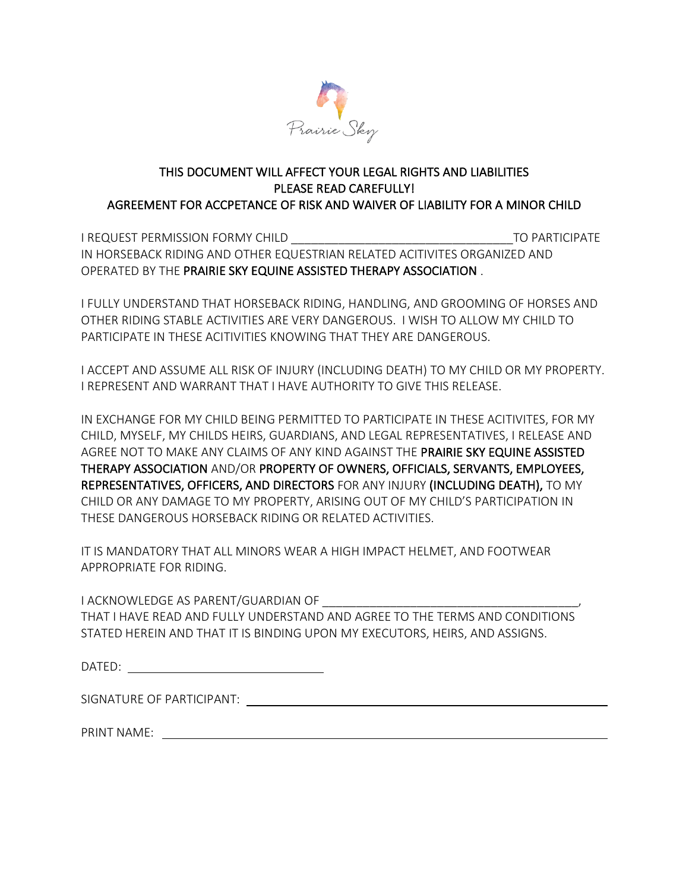Prairie Sky

**THIS DOCUMENT WILL AFFECT YOUR LEGAL RIGHTS AND LIABILITIES**
**PLEASE READ CAREFULLY!**
**AGREEMENT FOR ACCPETANCE OF RISK AND WAIVER OF LIABILITY FOR A MINOR CHILD**

I REQUEST PERMISSION FORMY CHILD ________________________________TO PARTICIPATE IN HORSEBACK RIDING AND OTHER EQUESTRIAN RELATED ACITIVITES ORGANIZED AND OPERATED BY THE **PRAIRIE SKY EQUINE ASSISTED THERAPY ASSOCIATION** .

I FULLY UNDERSTAND THAT HORSEBACK RIDING, HANDLING, AND GROOMING OF HORSES AND OTHER RIDING STABLE ACTIVITIES ARE VERY DANGEROUS. I WISH TO ALLOW MY CHILD TO PARTICIPATE IN THESE ACITIVITIES KNOWING THAT THEY ARE DANGEROUS.

I ACCEPT AND ASSUME ALL RISK OF INJURY (INCLUDING DEATH) TO MY CHILD OR MY PROPERTY. I REPRESENT AND WARRANT THAT I HAVE AUTHORITY TO GIVE THIS RELEASE.

IN EXCHANGE FOR MY CHILD BEING PERMITTED TO PARTICIPATE IN THESE ACITIVITES, FOR MY CHILD, MYSELF, MY CHILDS HEIRS, GUARDIANS, AND LEGAL REPRESENTATIVES, I RELEASE AND AGREE NOT TO MAKE ANY CLAIMS OF ANY KIND AGAINST THE **PRAIRIE SKY EQUINE ASSISTED THERAPY ASSOCIATION** AND/OR **PROPERTY OF OWNERS, OFFICIALS, SERVANTS, EMPLOYEES, REPRESENTATIVES, OFFICERS, AND DIRECTORS** FOR ANY INJURY **(INCLUDING DEATH),** TO MY CHILD OR ANY DAMAGE TO MY PROPERTY, ARISING OUT OF MY CHILD'S PARTICIPATION IN THESE DANGEROUS HORSEBACK RIDING OR RELATED ACTIVITIES.

IT IS MANDATORY THAT ALL MINORS WEAR A HIGH IMPACT HELMET, AND FOOTWEAR APPROPRIATE FOR RIDING.

I ACKNOWLEDGE AS PARENT/GUARDIAN OF ______________________________________, THAT I HAVE READ AND FULLY UNDERSTAND AND AGREE TO THE TERMS AND CONDITIONS STATED HEREIN AND THAT IT IS BINDING UPON MY EXECUTORS, HEIRS, AND ASSIGNS.

DATED: ______________________________

SIGNATURE OF PARTICIPANT: ______________________________

PRINT NAME: ______________________________